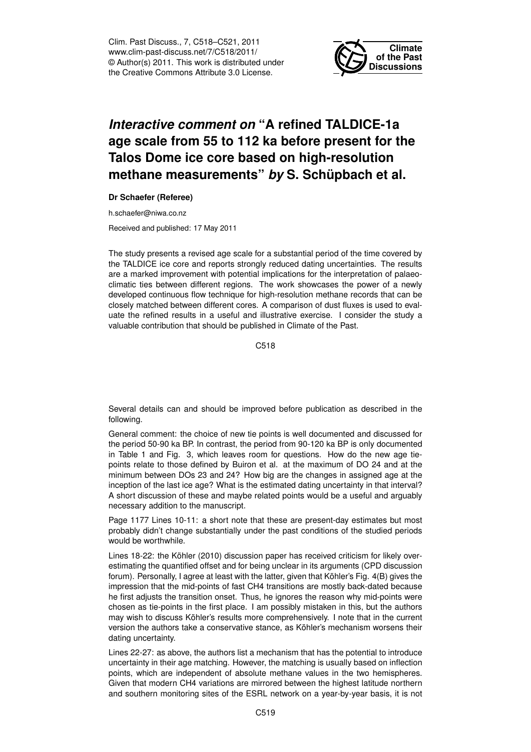# *Interactive comment on* "A refined TALDICE-1a age scale from 55 to 112 ka before present for the Talos Dome ice core based on high-resolution methane measurements" *by* S. Schüpbach et al.

**Dr Schaefer (Referee)**

h.schaefer@niwa.co.nz

Received and published: 17 May 2011

The study presents a revised age scale for a substantial period of the time covered by the TALDICE ice core and reports strongly reduced dating uncertainties. The results are a marked improvement with potential implications for the interpretation of palaeoclimatic ties between different regions. The work showcases the power of a newly developed continuous flow technique for high-resolution methane records that can be closely matched between different cores. A comparison of dust fluxes is used to evaluate the refined results in a useful and illustrative exercise. I consider the study a valuable contribution that should be published in Climate of the Past.

Several details can and should be improved before publication as described in the following.

General comment: the choice of new tie points is well documented and discussed for the period 50-90 ka BP. In contrast, the period from 90-120 ka BP is only documented in Table 1 and Fig. 3, which leaves room for questions. How do the new age tie-points relate to those defined by Buiron et al. at the maximum of DO 24 and at the minimum between DOs 23 and 24? How big are the changes in assigned age at the inception of the last ice age? What is the estimated dating uncertainty in that interval? A short discussion of these and maybe related points would be a useful and arguably necessary addition to the manuscript.

Page 1177 Lines 10-11: a short note that these are present-day estimates but most probably didn't change substantially under the past conditions of the studied periods would be worthwhile.

Lines 18-22: the Köhler (2010) discussion paper has received criticism for likely over-estimating the quantified offset and for being unclear in its arguments (CPD discussion forum). Personally, I agree at least with the latter, given that Köhler's Fig. 4(B) gives the impression that the mid-points of fast CH4 transitions are mostly back-dated because he first adjusts the transition onset. Thus, he ignores the reason why mid-points were chosen as tie-points in the first place. I am possibly mistaken in this, but the authors may wish to discuss Köhler's results more comprehensively. I note that in the current version the authors take a conservative stance, as Köhler's mechanism worsens their dating uncertainty.

Lines 22-27: as above, the authors list a mechanism that has the potential to introduce uncertainty in their age matching. However, the matching is usually based on inflection points, which are independent of absolute methane values in the two hemispheres. Given that modern CH4 variations are mirrored between the highest latitude northern and southern monitoring sites of the ESRL network on a year-by-year basis, it is not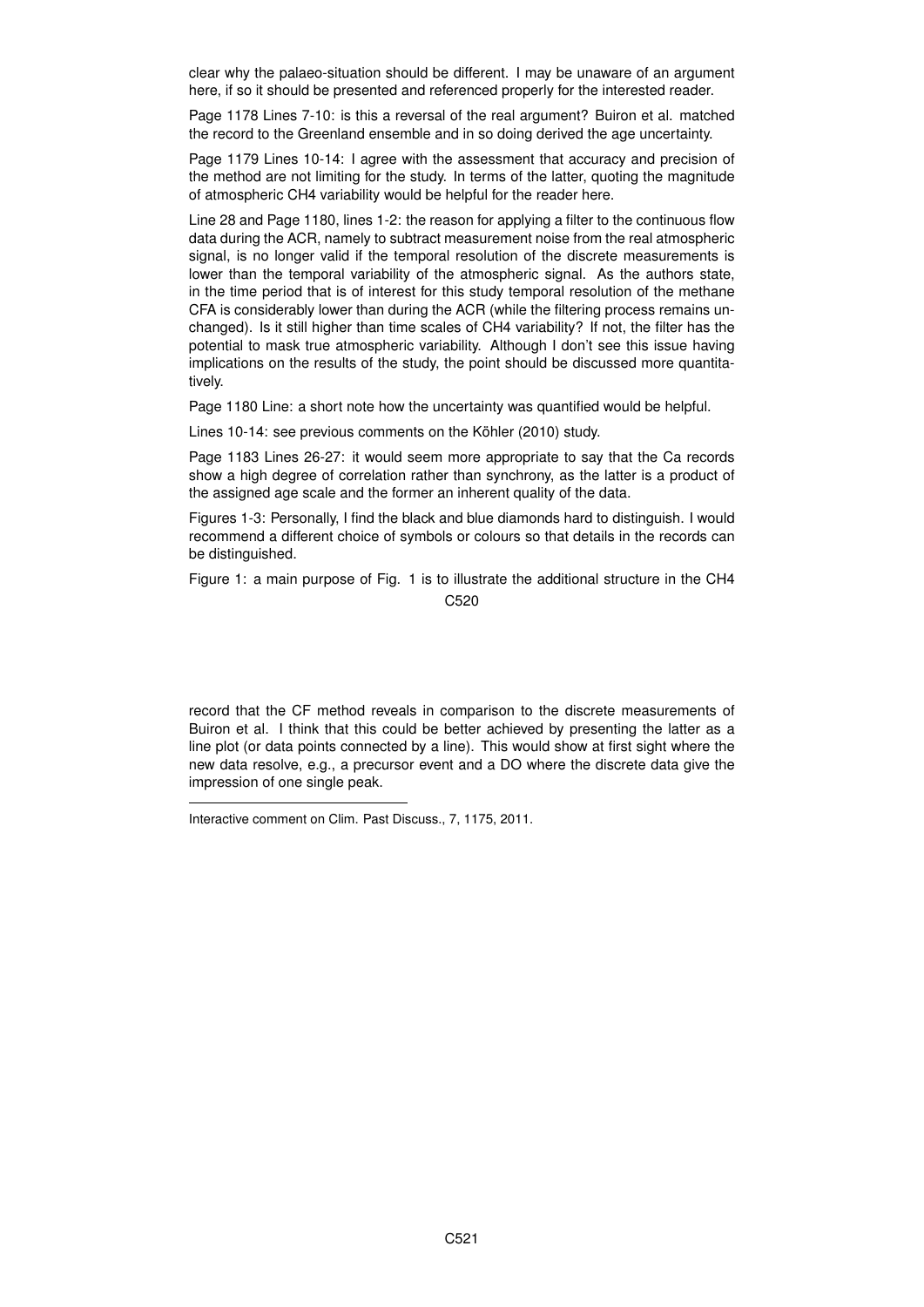clear why the palaeo-situation should be different. I may be unaware of an argument here, if so it should be presented and referenced properly for the interested reader.

Page 1178 Lines 7-10: is this a reversal of the real argument? Buiron et al. matched the record to the Greenland ensemble and in so doing derived the age uncertainty.

Page 1179 Lines 10-14: I agree with the assessment that accuracy and precision of the method are not limiting for the study. In terms of the latter, quoting the magnitude of atmospheric $CH_4$ variability would be helpful for the reader here.

Line 28 and Page 1180, lines 1-2: the reason for applying a filter to the continuous flow data during the ACR, namely to subtract measurement noise from the real atmospheric signal, is no longer valid if the temporal resolution of the discrete measurements is lower than the temporal variability of the atmospheric signal. As the authors state, in the time period that is of interest for this study temporal resolution of the methane CFA is considerably lower than during the ACR (while the filtering process remains unchanged). Is it still higher than time scales of $CH_4$ variability? If not, the filter has the potential to mask true atmospheric variability. Although I don't see this issue having implications on the results of the study, the point should be discussed more quantitatively.

Page 1180 Line: a short note how the uncertainty was quantified would be helpful.

Lines 10-14: see previous comments on the Köhler (2010) study.

Page 1183 Lines 26-27: it would seem more appropriate to say that the Ca records show a high degree of correlation rather than synchrony, as the latter is a product of the assigned age scale and the former an inherent quality of the data.

Figures 1-3: Personally, I find the black and blue diamonds hard to distinguish. I would recommend a different choice of symbols or colours so that details in the records can be distinguished.

Figure 1: a main purpose of Fig. 1 is to illustrate the additional structure in the $CH_4$ record that the CF method reveals in comparison to the discrete measurements of Buiron et al. I think that this could be better achieved by presenting the latter as a line plot (or data points connected by a line). This would show at first sight where the new data resolve, e.g., a precursor event and a DO where the discrete data give the impression of one single peak.

---

Interactive comment on Clim. Past Discuss., 7, 1175, 2011.